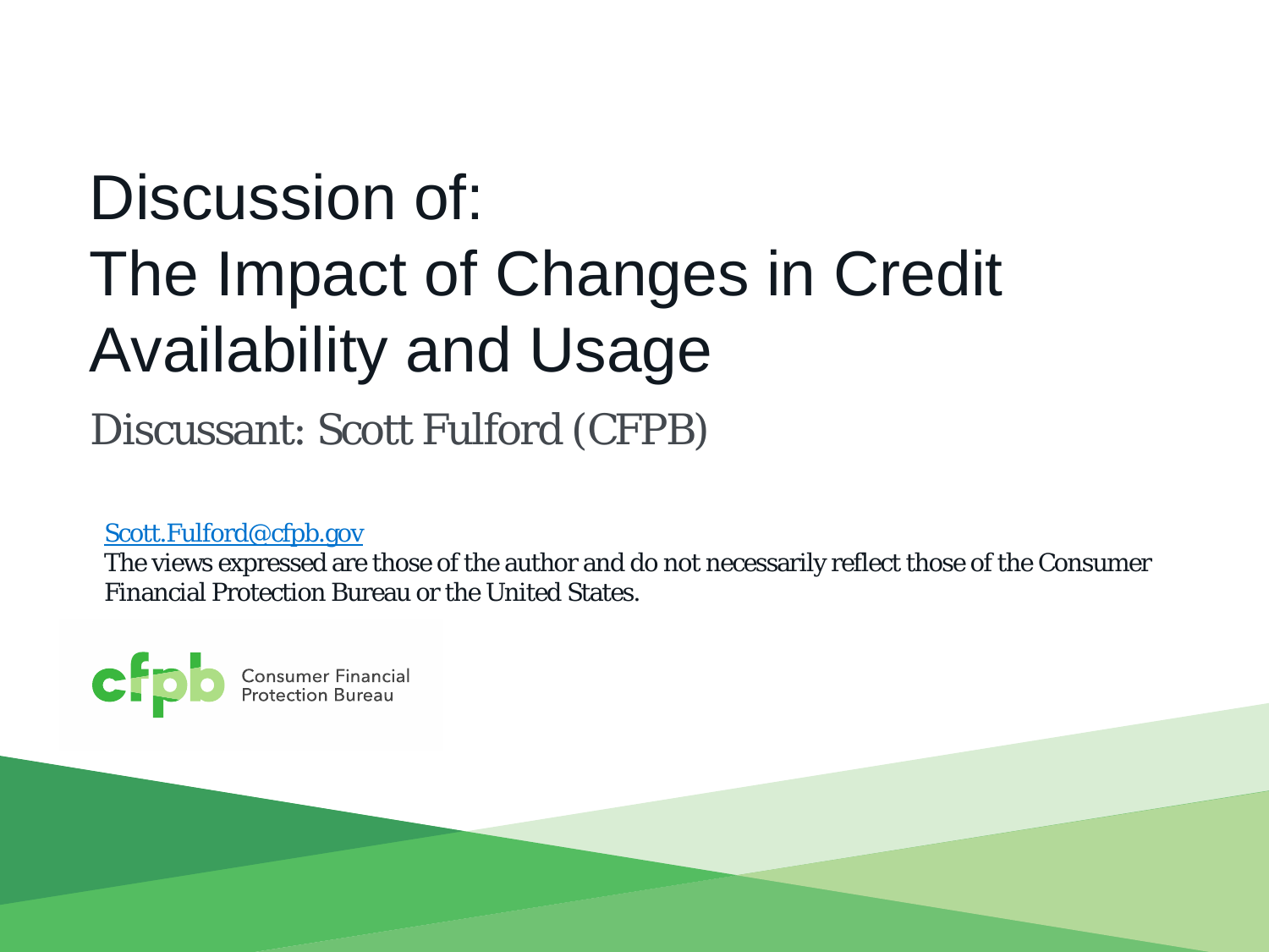# Discussion of: The Impact of Changes in Credit Availability and Usage

Discussant: Scott Fulford (CFPB)

Scott.Fulford@cfpb.gov

The views expressed are those of the author and do not necessarily reflect those of the Consumer Financial Protection Bureau or the United States.

cfpb Consumer Financial Protection Bureau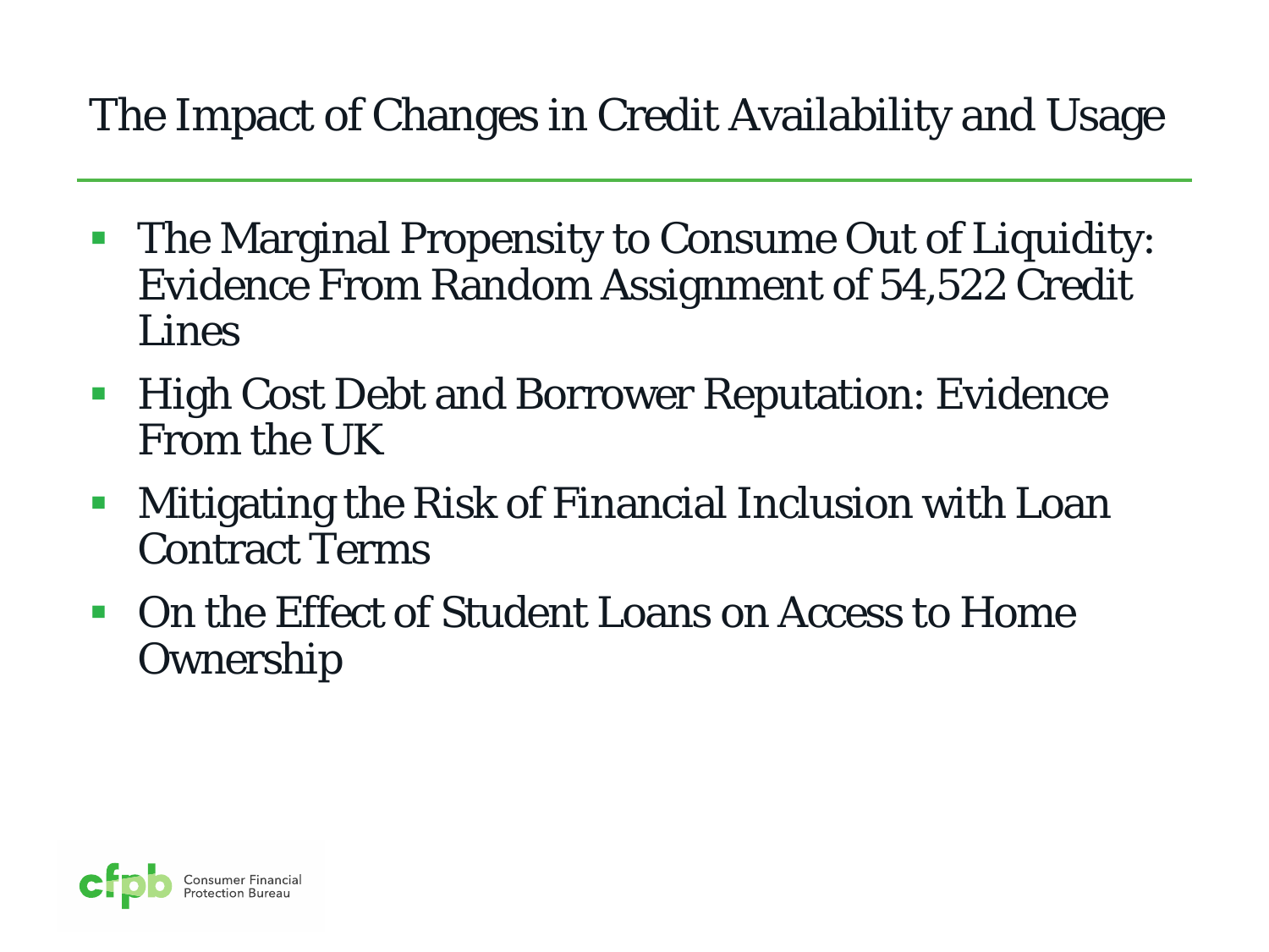# The Impact of Changes in Credit Availability and Usage

- The Marginal Propensity to Consume Out of Liquidity: Evidence From Random Assignment of 54,522 Credit Lines
- High Cost Debt and Borrower Reputation: Evidence From the UK
- Mitigating the Risk of Financial Inclusion with Loan Contract Terms
- On the Effect of Student Loans on Access to Home Ownership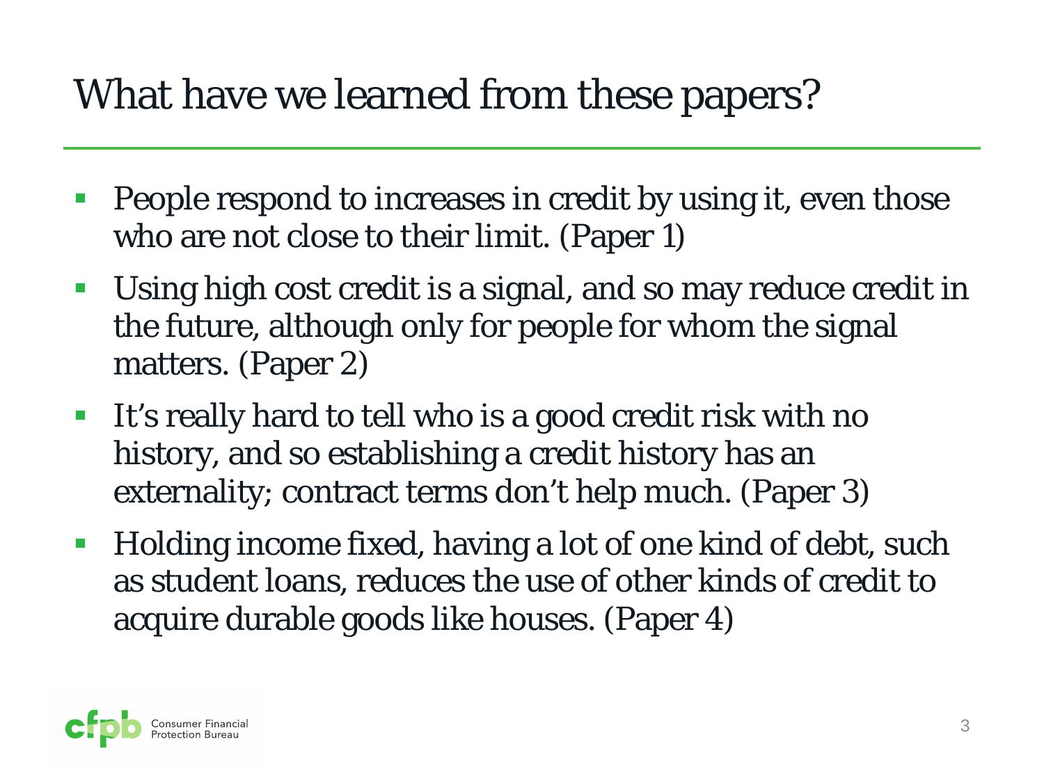# What have we learned from these papers?

- People respond to increases in credit by using it, even those who are not close to their limit. (Paper 1)
- Using high cost credit is a signal, and so may reduce credit in the future, although only for people for whom the signal matters. (Paper 2)
- It's really hard to tell who is a good credit risk with no history, and so establishing a credit history has an externality; contract terms don't help much. (Paper 3)
- Holding income fixed, having a lot of one kind of debt, such as student loans, reduces the use of other kinds of credit to acquire durable goods like houses. (Paper 4)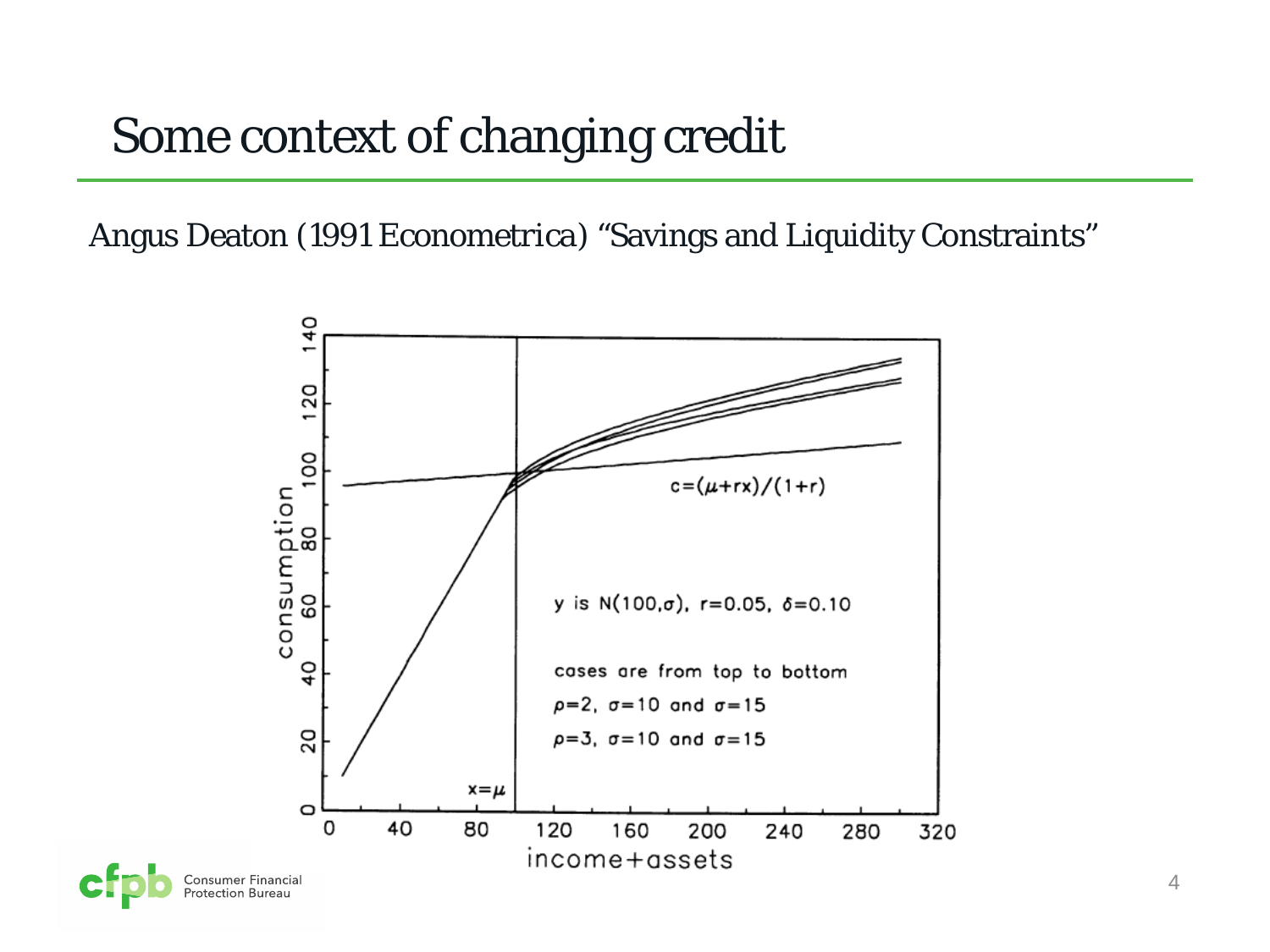# Some context of changing credit

Angus Deaton (1991 Econometrica) "Savings and Liquidity Constraints"

$c=(\mu+rx)/(1+r)$

y is N(100,$\sigma$), r=0.05, $\delta$=0.10

cases are from top to bottom

$\rho$=2, $\sigma$=10 and $\sigma$=15

$\rho$=3, $\sigma$=10 and $\sigma$=15

$x=\mu$

consumption

income+assets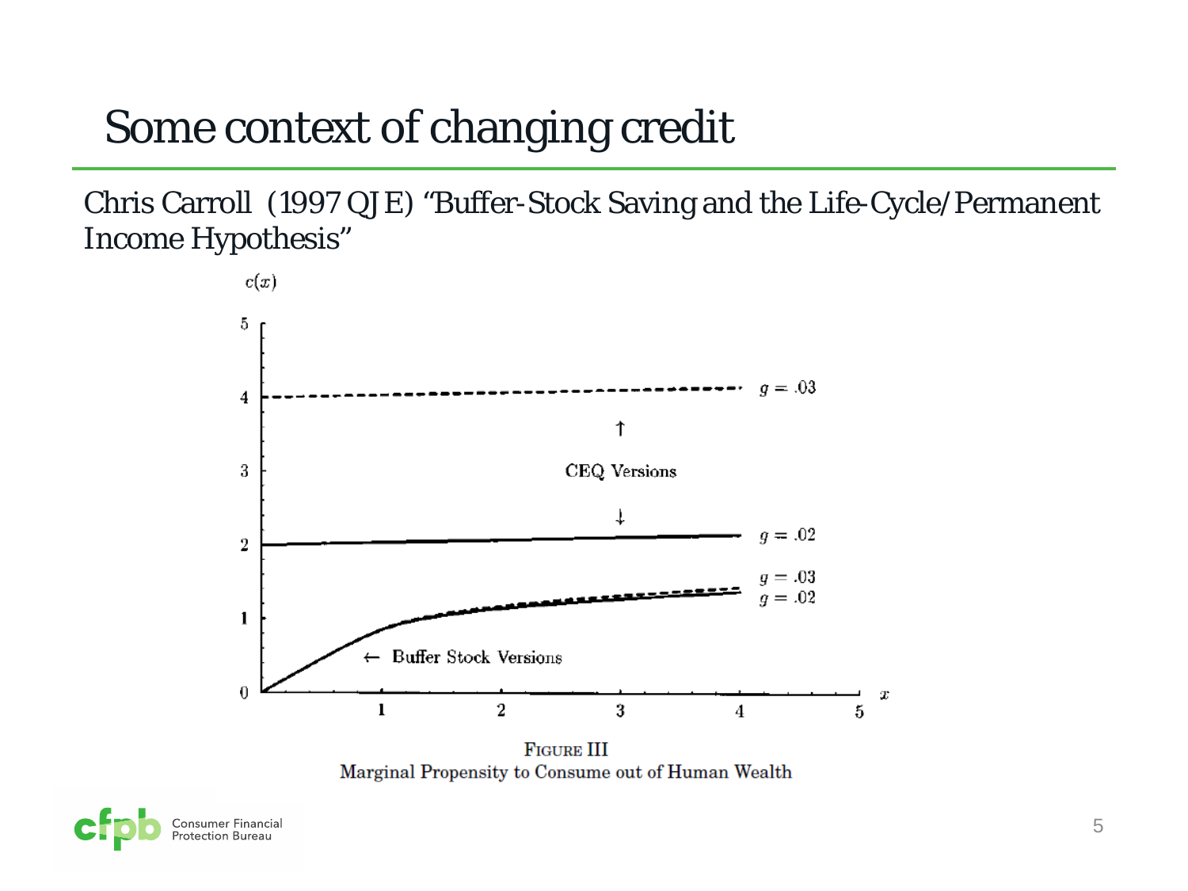# Some context of changing credit

Chris Carroll (1997 QJE) "Buffer-Stock Saving and the Life-Cycle/Permanent Income Hypothesis"

$c(x)$

CEQ Versions: $g = .03$, $g = .02$

Buffer Stock Versions: $g = .03$, $g = .02$

FIGURE III
Marginal Propensity to Consume out of Human Wealth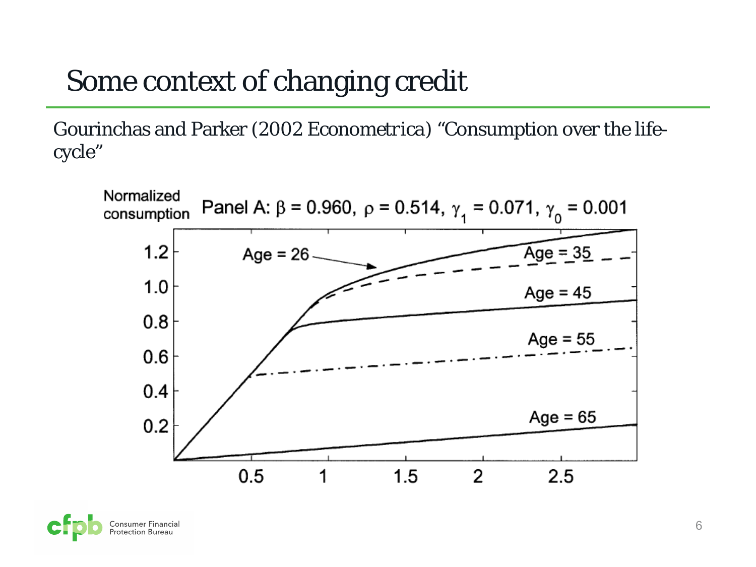# Some context of changing credit

Gourinchas and Parker (2002 Econometrica) "Consumption over the life-cycle"

Normalized consumption

Panel A: $\beta = 0.960$, $\rho = 0.514$, $\gamma_1 = 0.071$, $\gamma_0 = 0.001$

Age = 26

Age = 35

Age = 45

Age = 55

Age = 65

1.2
1.0
0.8
0.6
0.4
0.2

0.5 1 1.5 2 2.5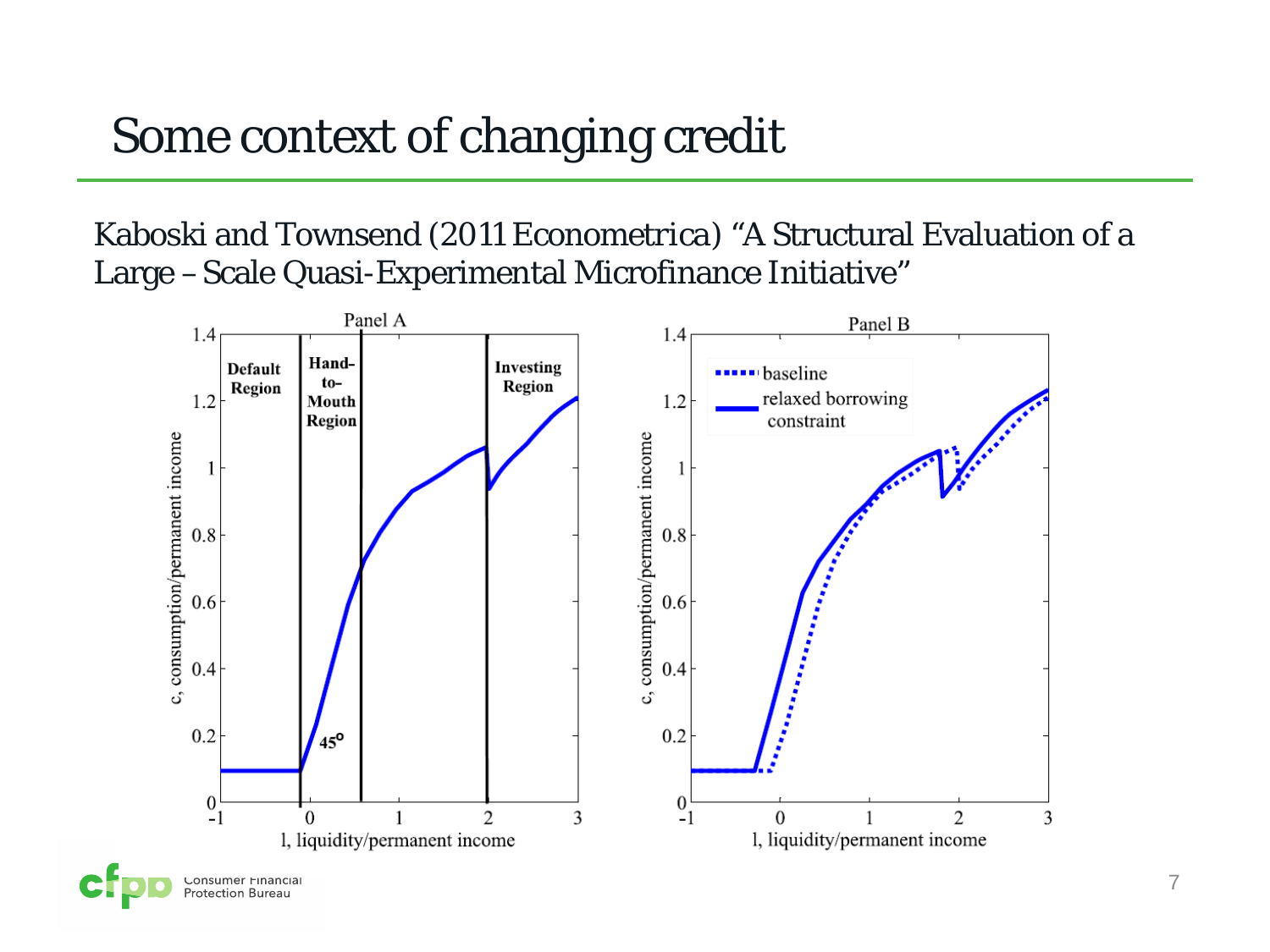# Some context of changing credit

Kaboski and Townsend (2011 Econometrica) "A Structural Evaluation of a Large – Scale Quasi-Experimental Microfinance Initiative"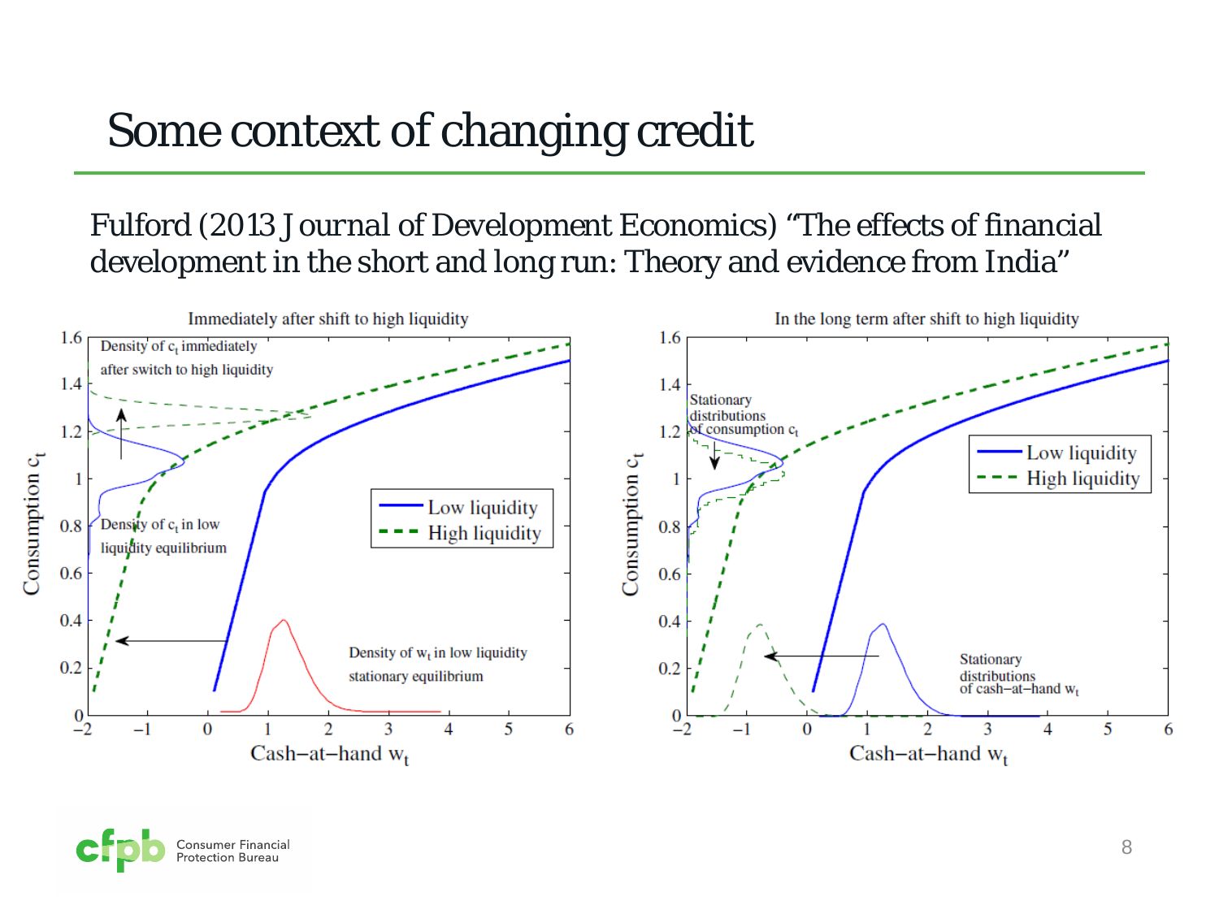# Some context of changing credit

Fulford (2013 Journal of Development Economics) "The effects of financial development in the short and long run: Theory and evidence from India"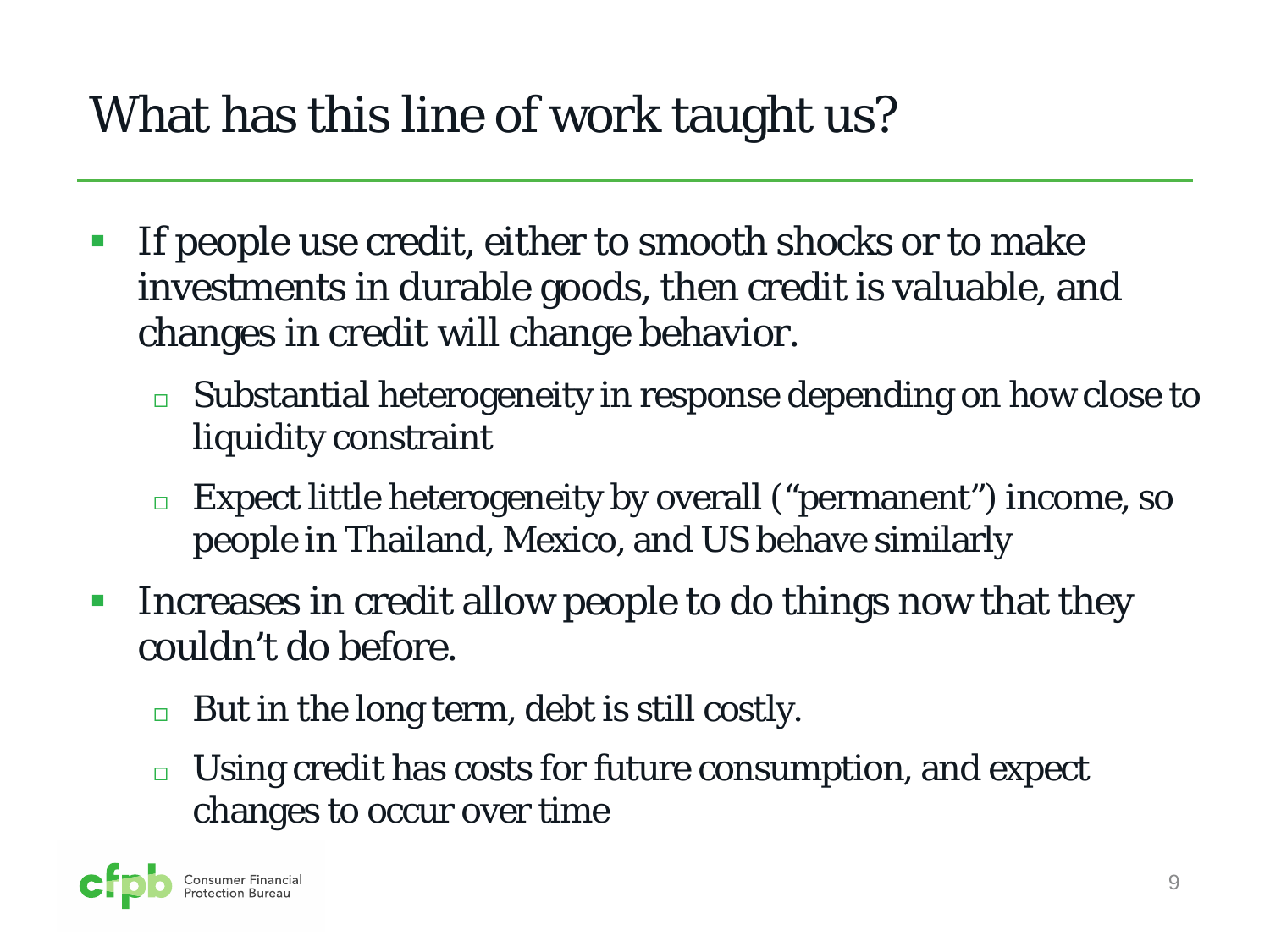# What has this line of work taught us?

- If people use credit, either to smooth shocks or to make investments in durable goods, then credit is valuable, and changes in credit will change behavior.
  - Substantial heterogeneity in response depending on how close to liquidity constraint
  - Expect little heterogeneity by overall ("permanent") income, so people in Thailand, Mexico, and US behave similarly
- Increases in credit allow people to do things now that they couldn't do before.
  - But in the long term, debt is still costly.
  - Using credit has costs for future consumption, and expect changes to occur over time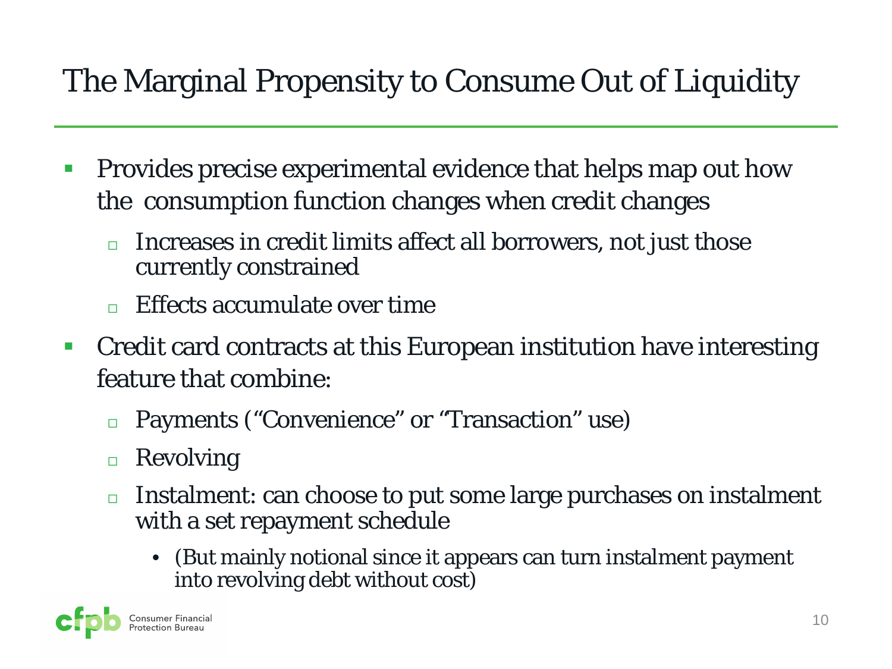# The Marginal Propensity to Consume Out of Liquidity

- Provides precise experimental evidence that helps map out how the consumption function changes when credit changes
  - Increases in credit limits affect all borrowers, not just those currently constrained
  - Effects accumulate over time
- Credit card contracts at this European institution have interesting feature that combine:
  - Payments ("Convenience" or "Transaction" use)
  - Revolving
  - Instalment: can choose to put some large purchases on instalment with a set repayment schedule
    - (But mainly notional since it appears can turn instalment payment into revolving debt without cost)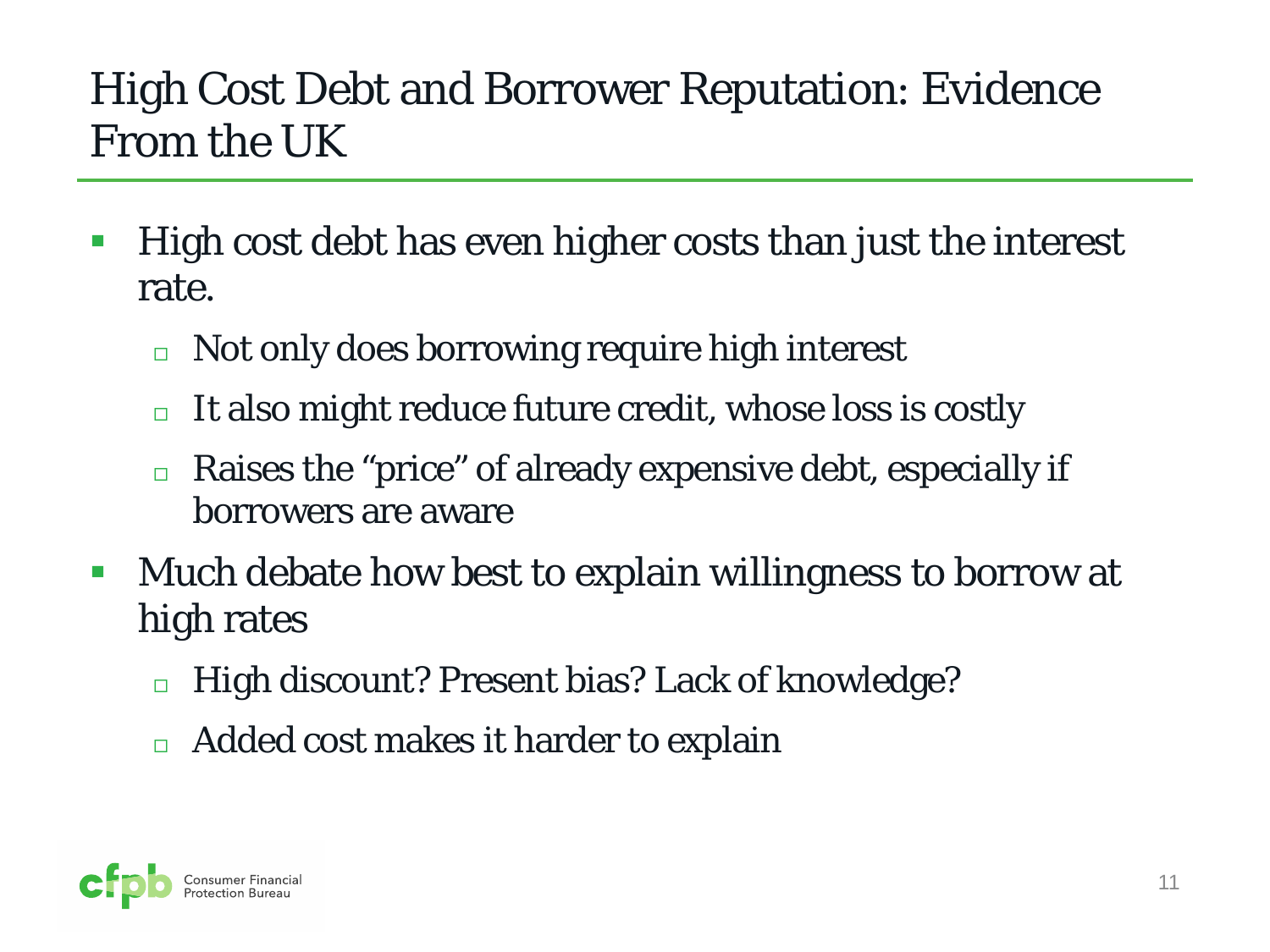# High Cost Debt and Borrower Reputation: Evidence From the UK

- High cost debt has even higher costs than just the interest rate.
  - Not only does borrowing require high interest
  - It also might reduce future credit, whose loss is costly
  - Raises the "price" of already expensive debt, especially if borrowers are aware
- Much debate how best to explain willingness to borrow at high rates
  - High discount? Present bias? Lack of knowledge?
  - Added cost makes it harder to explain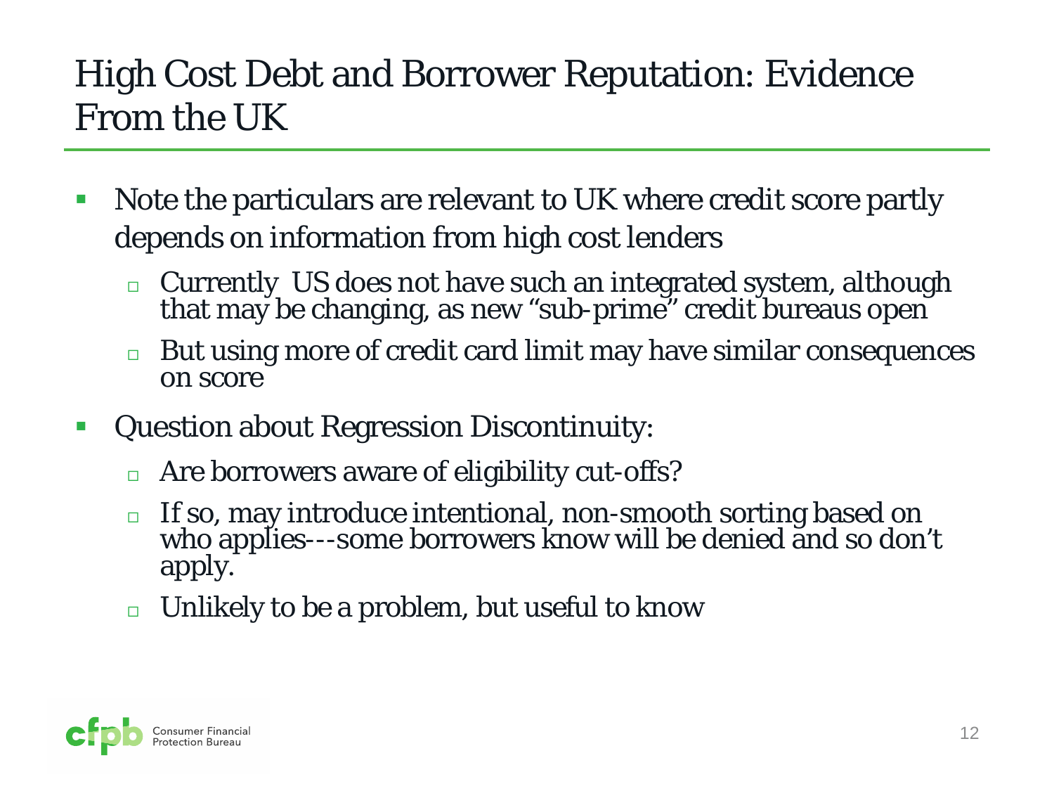# High Cost Debt and Borrower Reputation: Evidence From the UK

- Note the particulars are relevant to UK where credit score partly depends on information from high cost lenders
  - Currently US does not have such an integrated system, although that may be changing, as new "sub-prime" credit bureaus open
  - But using more of credit card limit may have similar consequences on score
- Question about Regression Discontinuity:
  - Are borrowers aware of eligibility cut-offs?
  - If so, may introduce intentional, non-smooth sorting based on who applies---some borrowers know will be denied and so don't apply.
  - Unlikely to be a problem, but useful to know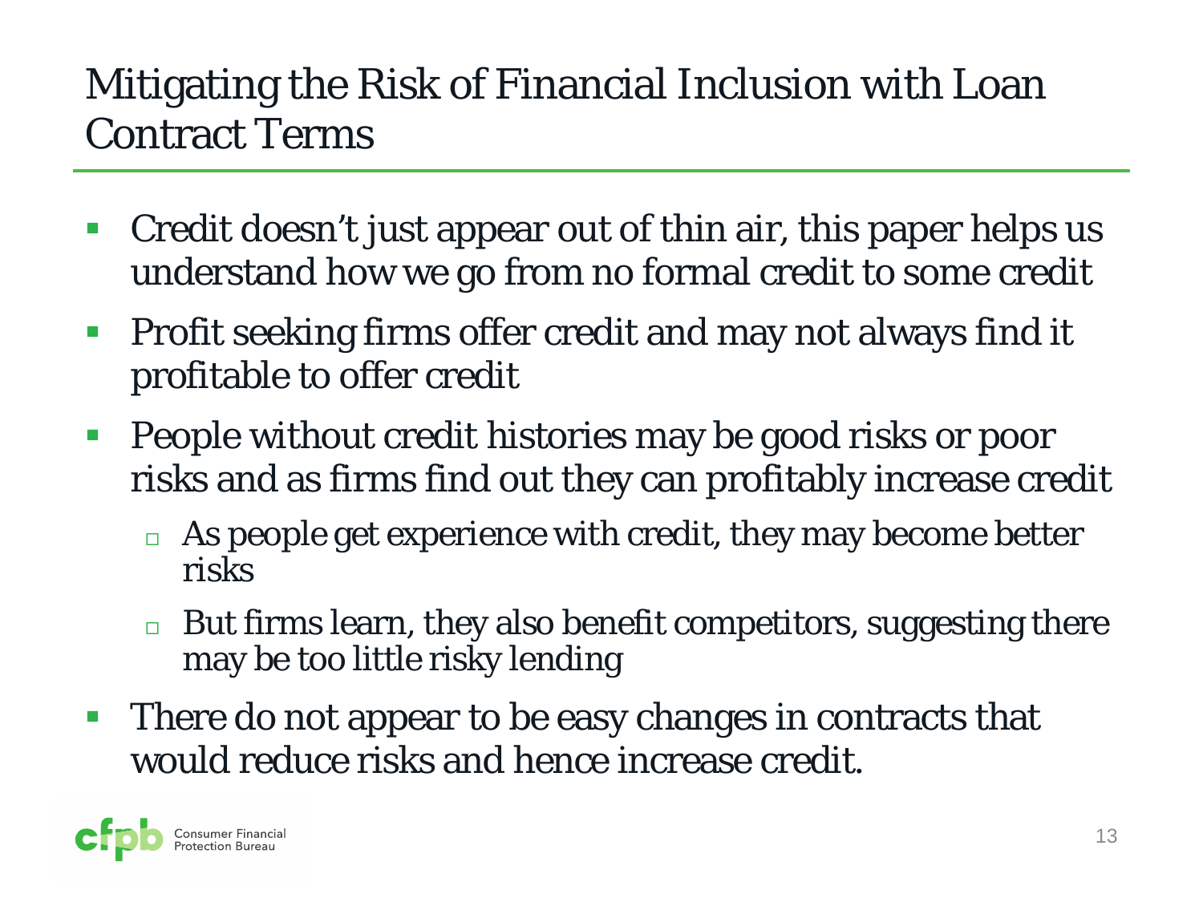# Mitigating the Risk of Financial Inclusion with Loan Contract Terms

- Credit doesn't just appear out of thin air, this paper helps us understand how we go from no formal credit to some credit
- Profit seeking firms offer credit and may not always find it profitable to offer credit
- People without credit histories may be good risks or poor risks and as firms find out they can profitably increase credit
  - As people get experience with credit, they may become better risks
  - But firms learn, they also benefit competitors, suggesting there may be too little risky lending
- There do not appear to be easy changes in contracts that would reduce risks and hence increase credit.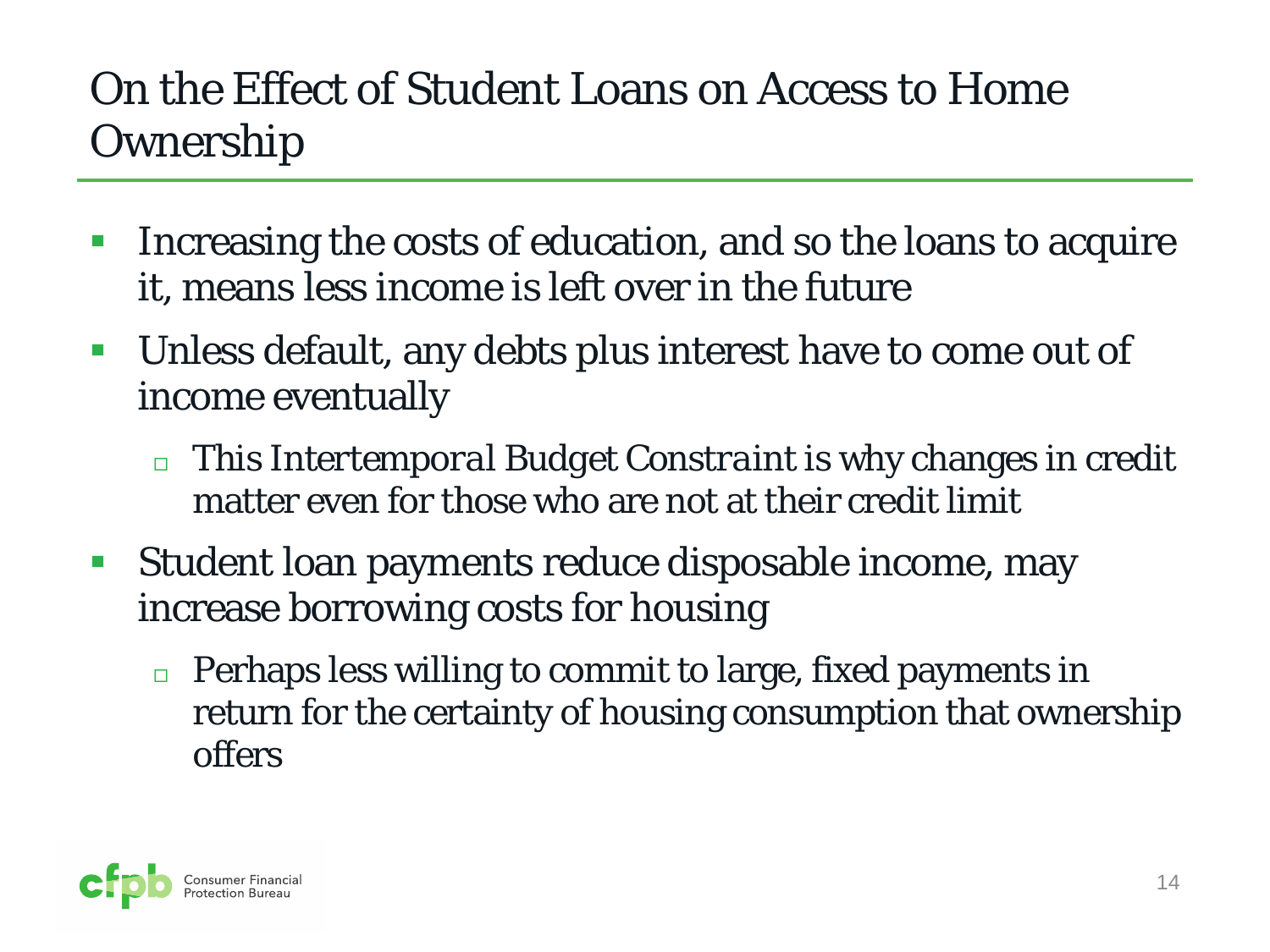# On the Effect of Student Loans on Access to Home Ownership

- Increasing the costs of education, and so the loans to acquire it, means less income is left over in the future
- Unless default, any debts plus interest have to come out of income eventually
  - This *Intertemporal Budget Constraint* is why changes in credit matter even for those who are not at their credit limit
- Student loan payments reduce disposable income, may increase borrowing costs for housing
  - Perhaps less willing to commit to large, fixed payments in return for the certainty of housing consumption that ownership offers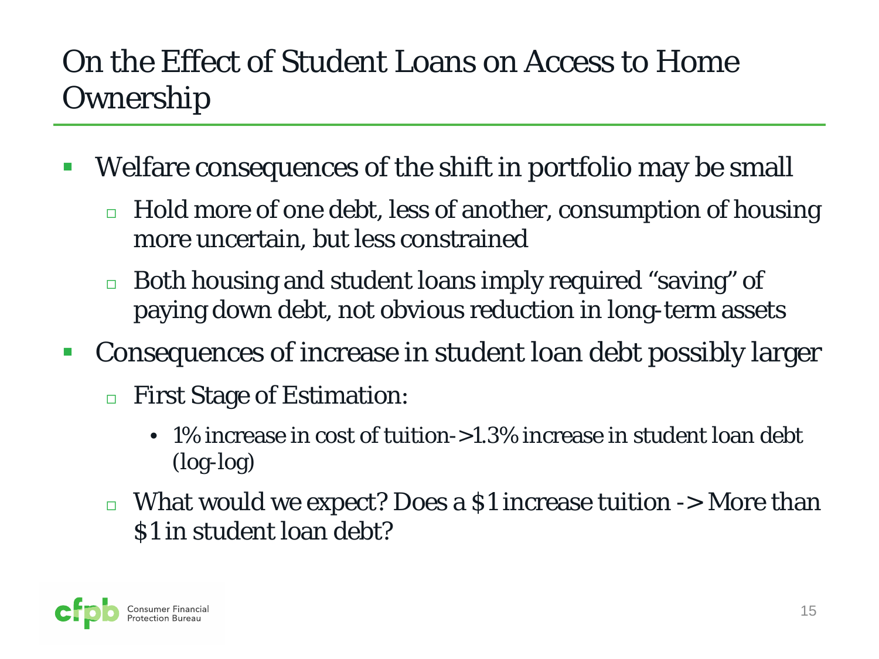# On the Effect of Student Loans on Access to Home Ownership

- Welfare consequences of the shift in portfolio may be small
  - Hold more of one debt, less of another, consumption of housing more uncertain, but less constrained
  - Both housing and student loans imply required "saving" of paying down debt, not obvious reduction in long-term assets
- Consequences of increase in student loan debt possibly larger
  - First Stage of Estimation:
    - 1% increase in cost of tuition->1.3% increase in student loan debt (log-log)
  - What would we expect? Does a $1 increase tuition -> More than $1 in student loan debt?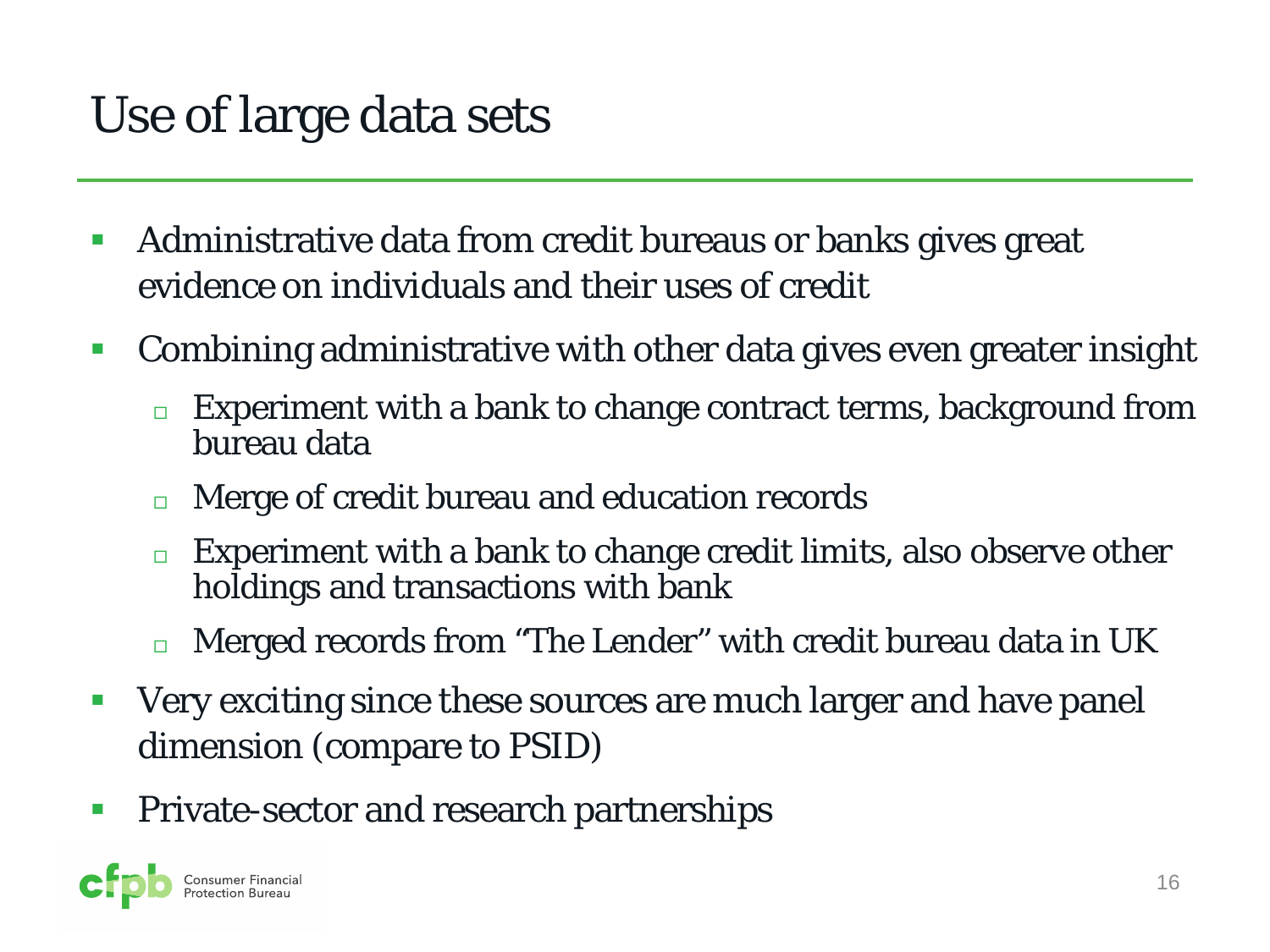# Use of large data sets

- Administrative data from credit bureaus or banks gives great evidence on individuals and their uses of credit
- Combining administrative with other data gives even greater insight
  - Experiment with a bank to change contract terms, background from bureau data
  - Merge of credit bureau and education records
  - Experiment with a bank to change credit limits, also observe other holdings and transactions with bank
  - Merged records from "The Lender" with credit bureau data in UK
- Very exciting since these sources are much larger and have panel dimension (compare to PSID)
- Private-sector and research partnerships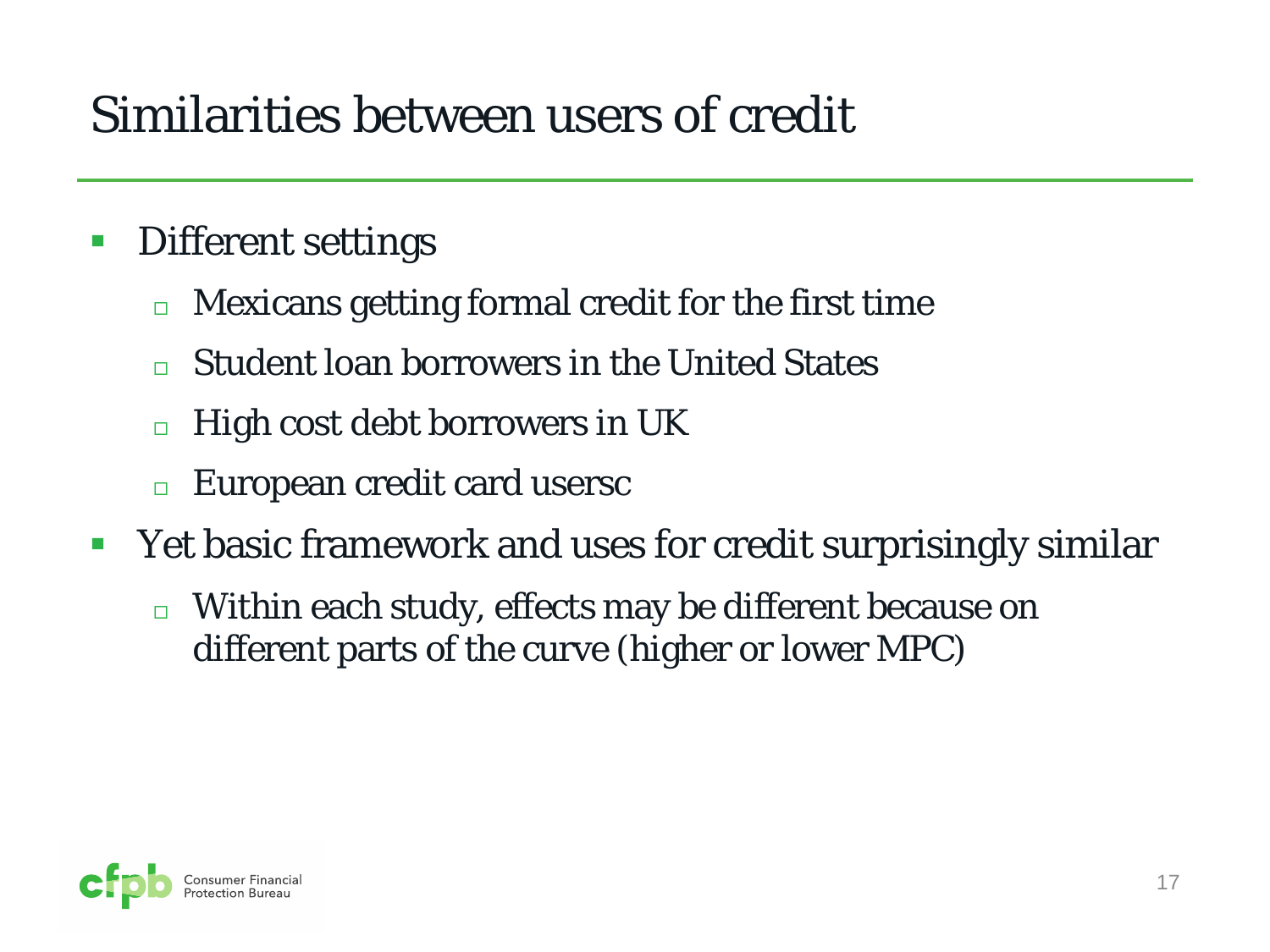# Similarities between users of credit

- Different settings
  - Mexicans getting formal credit for the first time
  - Student loan borrowers in the United States
  - High cost debt borrowers in UK
  - European credit card usersc
- Yet basic framework and uses for credit surprisingly similar
  - Within each study, effects may be different because on different parts of the curve (higher or lower MPC)